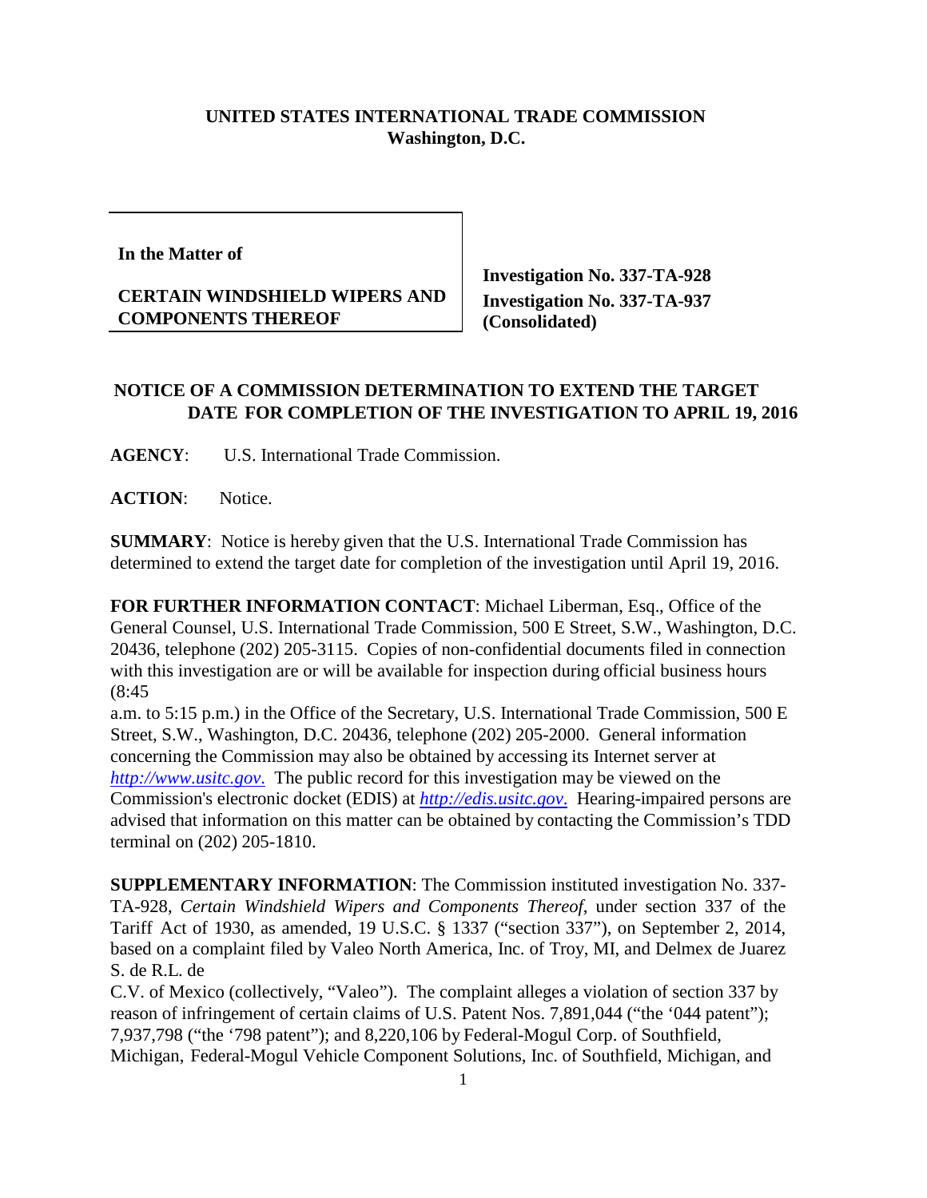**UNITED STATES INTERNATIONAL TRADE COMMISSION**
**Washington, D.C.**

| In the Matter of<br><br>**CERTAIN WINDSHIELD WIPERS AND COMPONENTS THEREOF** | **Investigation No. 337-TA-928**<br>**Investigation No. 337-TA-937**<br>**(Consolidated)** |
|---|---|

## NOTICE OF A COMMISSION DETERMINATION TO EXTEND THE TARGET DATE FOR COMPLETION OF THE INVESTIGATION TO APRIL 19, 2016

**AGENCY**: U.S. International Trade Commission.

**ACTION**: Notice.

**SUMMARY**: Notice is hereby given that the U.S. International Trade Commission has determined to extend the target date for completion of the investigation until April 19, 2016.

**FOR FURTHER INFORMATION CONTACT**: Michael Liberman, Esq., Office of the General Counsel, U.S. International Trade Commission, 500 E Street, S.W., Washington, D.C. 20436, telephone (202) 205-3115. Copies of non-confidential documents filed in connection with this investigation are or will be available for inspection during official business hours (8:45 a.m. to 5:15 p.m.) in the Office of the Secretary, U.S. International Trade Commission, 500 E Street, S.W., Washington, D.C. 20436, telephone (202) 205-2000. General information concerning the Commission may also be obtained by accessing its Internet server at *http://www.usitc.gov*. The public record for this investigation may be viewed on the Commission's electronic docket (EDIS) at *http://edis.usitc.gov*. Hearing-impaired persons are advised that information on this matter can be obtained by contacting the Commission's TDD terminal on (202) 205-1810.

**SUPPLEMENTARY INFORMATION**: The Commission instituted investigation No. 337-TA-928, *Certain Windshield Wipers and Components Thereof*, under section 337 of the Tariff Act of 1930, as amended, 19 U.S.C. § 1337 ("section 337"), on September 2, 2014, based on a complaint filed by Valeo North America, Inc. of Troy, MI, and Delmex de Juarez S. de R.L. de C.V. of Mexico (collectively, "Valeo"). The complaint alleges a violation of section 337 by reason of infringement of certain claims of U.S. Patent Nos. 7,891,044 ("the '044 patent"); 7,937,798 ("the '798 patent"); and 8,220,106 by Federal-Mogul Corp. of Southfield, Michigan, Federal-Mogul Vehicle Component Solutions, Inc. of Southfield, Michigan, and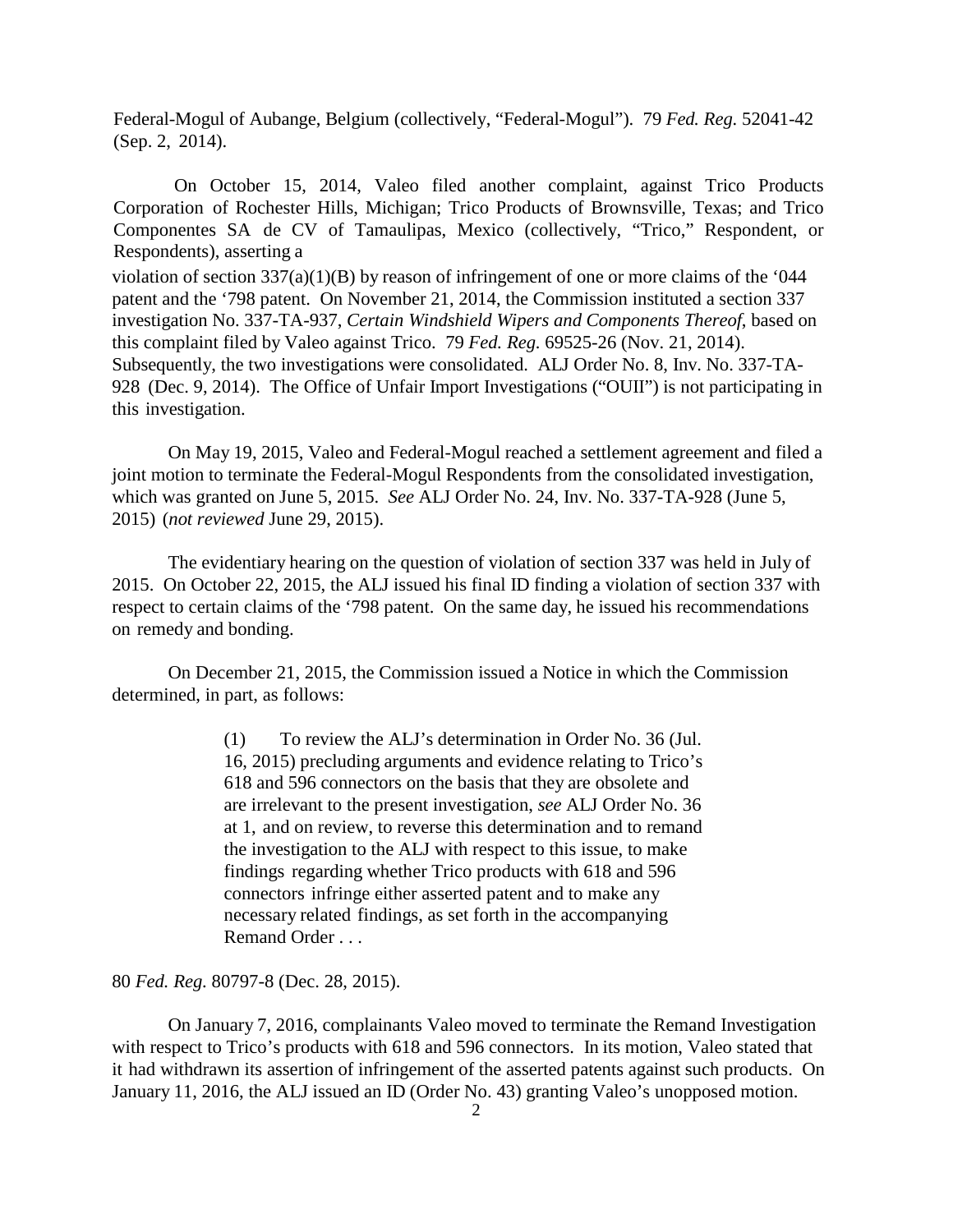Federal-Mogul of Aubange, Belgium (collectively, "Federal-Mogul"). 79 *Fed. Reg.* 52041-42 (Sep. 2, 2014).

On October 15, 2014, Valeo filed another complaint, against Trico Products Corporation of Rochester Hills, Michigan; Trico Products of Brownsville, Texas; and Trico Componentes SA de CV of Tamaulipas, Mexico (collectively, "Trico," Respondent, or Respondents), asserting a violation of section 337(a)(1)(B) by reason of infringement of one or more claims of the '044 patent and the '798 patent. On November 21, 2014, the Commission instituted a section 337 investigation No. 337-TA-937, *Certain Windshield Wipers and Components Thereof*, based on this complaint filed by Valeo against Trico. 79 *Fed. Reg.* 69525-26 (Nov. 21, 2014). Subsequently, the two investigations were consolidated. ALJ Order No. 8, Inv. No. 337-TA-928 (Dec. 9, 2014). The Office of Unfair Import Investigations ("OUII") is not participating in this investigation.

On May 19, 2015, Valeo and Federal-Mogul reached a settlement agreement and filed a joint motion to terminate the Federal-Mogul Respondents from the consolidated investigation, which was granted on June 5, 2015. *See* ALJ Order No. 24, Inv. No. 337-TA-928 (June 5, 2015) (*not reviewed* June 29, 2015).

The evidentiary hearing on the question of violation of section 337 was held in July of 2015. On October 22, 2015, the ALJ issued his final ID finding a violation of section 337 with respect to certain claims of the '798 patent. On the same day, he issued his recommendations on remedy and bonding.

On December 21, 2015, the Commission issued a Notice in which the Commission determined, in part, as follows:

> (1) To review the ALJ's determination in Order No. 36 (Jul. 16, 2015) precluding arguments and evidence relating to Trico's 618 and 596 connectors on the basis that they are obsolete and are irrelevant to the present investigation, *see* ALJ Order No. 36 at 1, and on review, to reverse this determination and to remand the investigation to the ALJ with respect to this issue, to make findings regarding whether Trico products with 618 and 596 connectors infringe either asserted patent and to make any necessary related findings, as set forth in the accompanying Remand Order . . .

80 *Fed. Reg.* 80797-8 (Dec. 28, 2015).

On January 7, 2016, complainants Valeo moved to terminate the Remand Investigation with respect to Trico's products with 618 and 596 connectors. In its motion, Valeo stated that it had withdrawn its assertion of infringement of the asserted patents against such products. On January 11, 2016, the ALJ issued an ID (Order No. 43) granting Valeo's unopposed motion.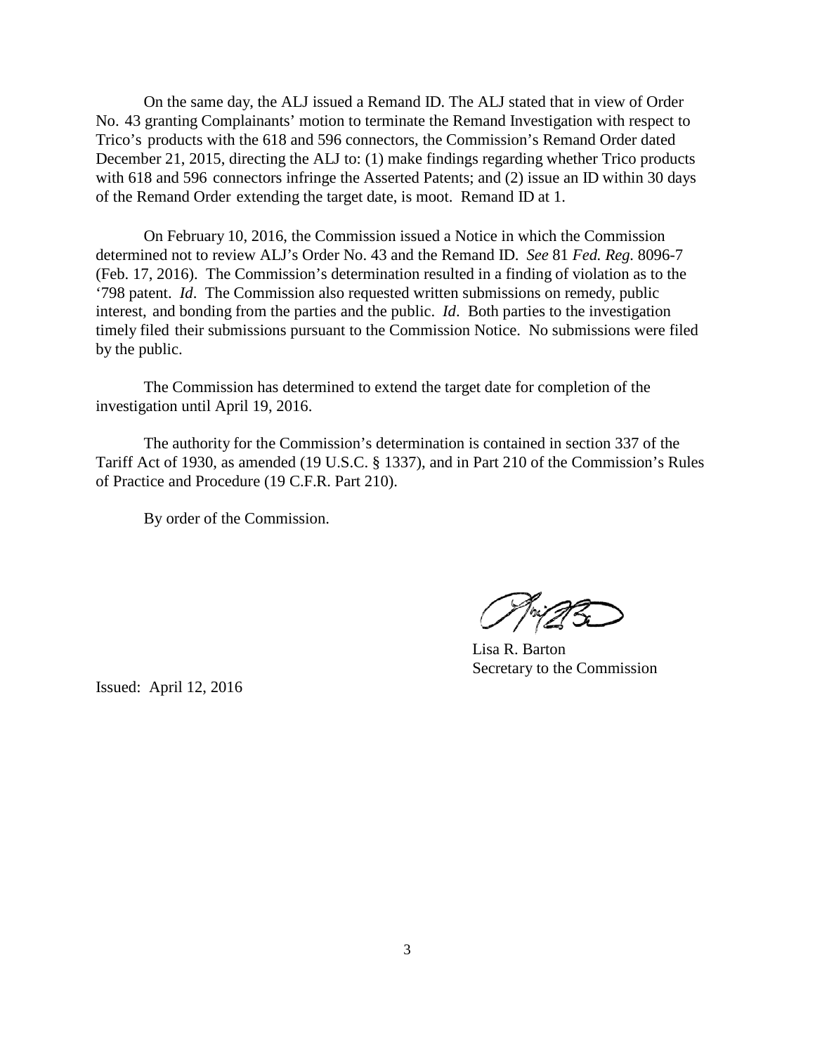On the same day, the ALJ issued a Remand ID. The ALJ stated that in view of Order No. 43 granting Complainants' motion to terminate the Remand Investigation with respect to Trico's products with the 618 and 596 connectors, the Commission's Remand Order dated December 21, 2015, directing the ALJ to: (1) make findings regarding whether Trico products with 618 and 596 connectors infringe the Asserted Patents; and (2) issue an ID within 30 days of the Remand Order extending the target date, is moot. Remand ID at 1.

On February 10, 2016, the Commission issued a Notice in which the Commission determined not to review ALJ's Order No. 43 and the Remand ID. *See* 81 *Fed. Reg.* 8096-7 (Feb. 17, 2016). The Commission's determination resulted in a finding of violation as to the '798 patent. *Id*. The Commission also requested written submissions on remedy, public interest, and bonding from the parties and the public. *Id*. Both parties to the investigation timely filed their submissions pursuant to the Commission Notice. No submissions were filed by the public.

The Commission has determined to extend the target date for completion of the investigation until April 19, 2016.

The authority for the Commission's determination is contained in section 337 of the Tariff Act of 1930, as amended (19 U.S.C. § 1337), and in Part 210 of the Commission's Rules of Practice and Procedure (19 C.F.R. Part 210).

By order of the Commission.

Lisa R. Barton
Secretary to the Commission

Issued: April 12, 2016